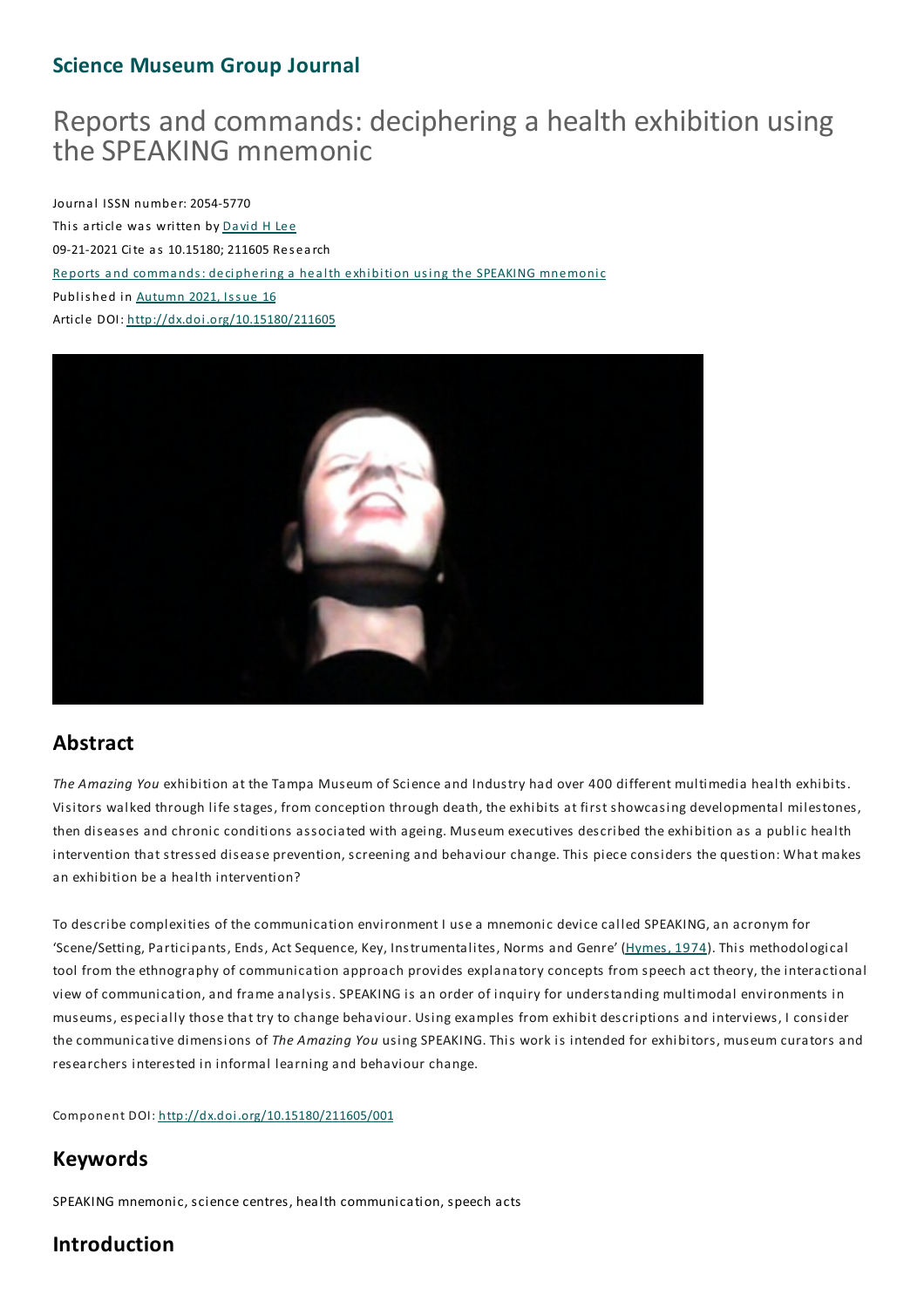**Science Museum Group Journal**

# Reports and commands: deciphering a health exhibition using the SPEAKING mnemonic

Journal ISSN number: 2054-5770

This article was written by David H Lee

09-21-2021 Cite as 10.15180; 211605 Research

Reports and commands: deciphering a health exhibition using the SPEAKING mnemonic

Published in Autumn 2021, Issue 16

Article DOI: http://dx.doi.org/10.15180/211605

## Abstract

*The Amazing You* exhibition at the Tampa Museum of Science and Industry had over 400 different multimedia health exhibits. Visitors walked through life stages, from conception through death, the exhibits at first showcasing developmental milestones, then diseases and chronic conditions associated with ageing. Museum executives described the exhibition as a public health intervention that stressed disease prevention, screening and behaviour change. This piece considers the question: What makes an exhibition be a health intervention?

To describe complexities of the communication environment I use a mnemonic device called SPEAKING, an acronym for 'Scene/Setting, Participants, Ends, Act Sequence, Key, Instrumentalites, Norms and Genre' (Hymes, 1974). This methodological tool from the ethnography of communication approach provides explanatory concepts from speech act theory, the interactional view of communication, and frame analysis. SPEAKING is an order of inquiry for understanding multimodal environments in museums, especially those that try to change behaviour. Using examples from exhibit descriptions and interviews, I consider the communicative dimensions of *The Amazing You* using SPEAKING. This work is intended for exhibitors, museum curators and researchers interested in informal learning and behaviour change.

Component DOI: http://dx.doi.org/10.15180/211605/001

## Keywords

SPEAKING mnemonic, science centres, health communication, speech acts

## Introduction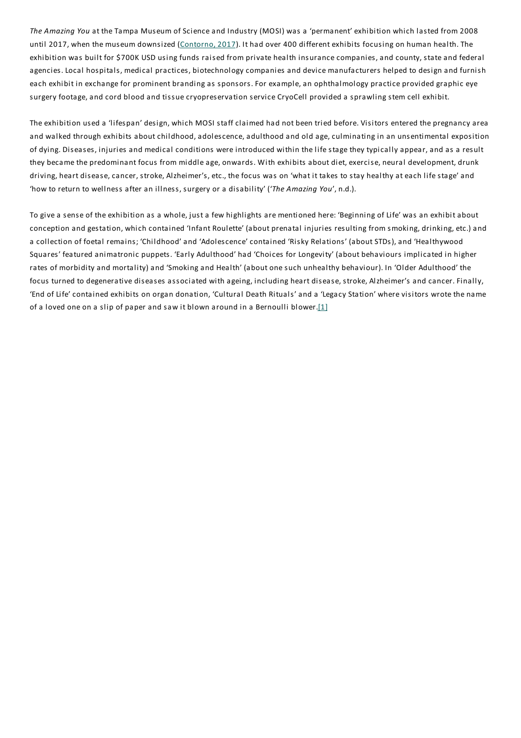*The Amazing You* at the Tampa Museum of Science and Industry (MOSI) was a 'permanent' exhibition which lasted from 2008 until 2017, when the museum downsized (Contorno, 2017). It had over 400 different exhibits focusing on human health. The exhibition was built for $700K USD using funds raised from private health insurance companies, and county, state and federal agencies. Local hospitals, medical practices, biotechnology companies and device manufacturers helped to design and furnish each exhibit in exchange for prominent branding as sponsors. For example, an ophthalmology practice provided graphic eye surgery footage, and cord blood and tissue cryopreservation service CryoCell provided a sprawling stem cell exhibit.

The exhibition used a 'lifespan' design, which MOSI staff claimed had not been tried before. Visitors entered the pregnancy area and walked through exhibits about childhood, adolescence, adulthood and old age, culminating in an unsentimental exposition of dying. Diseases, injuries and medical conditions were introduced within the life stage they typically appear, and as a result they became the predominant focus from middle age, onwards. With exhibits about diet, exercise, neural development, drunk driving, heart disease, cancer, stroke, Alzheimer's, etc., the focus was on 'what it takes to stay healthy at each life stage' and 'how to return to wellness after an illness, surgery or a disability' ('*The Amazing You*', n.d.).

To give a sense of the exhibition as a whole, just a few highlights are mentioned here: 'Beginning of Life' was an exhibit about conception and gestation, which contained 'Infant Roulette' (about prenatal injuries resulting from smoking, drinking, etc.) and a collection of foetal remains; 'Childhood' and 'Adolescence' contained 'Risky Relations' (about STDs), and 'Healthywood Squares' featured animatronic puppets. 'Early Adulthood' had 'Choices for Longevity' (about behaviours implicated in higher rates of morbidity and mortality) and 'Smoking and Health' (about one such unhealthy behaviour). In 'Older Adulthood' the focus turned to degenerative diseases associated with ageing, including heart disease, stroke, Alzheimer's and cancer. Finally, 'End of Life' contained exhibits on organ donation, 'Cultural Death Rituals' and a 'Legacy Station' where visitors wrote the name of a loved one on a slip of paper and saw it blown around in a Bernoulli blower.[1]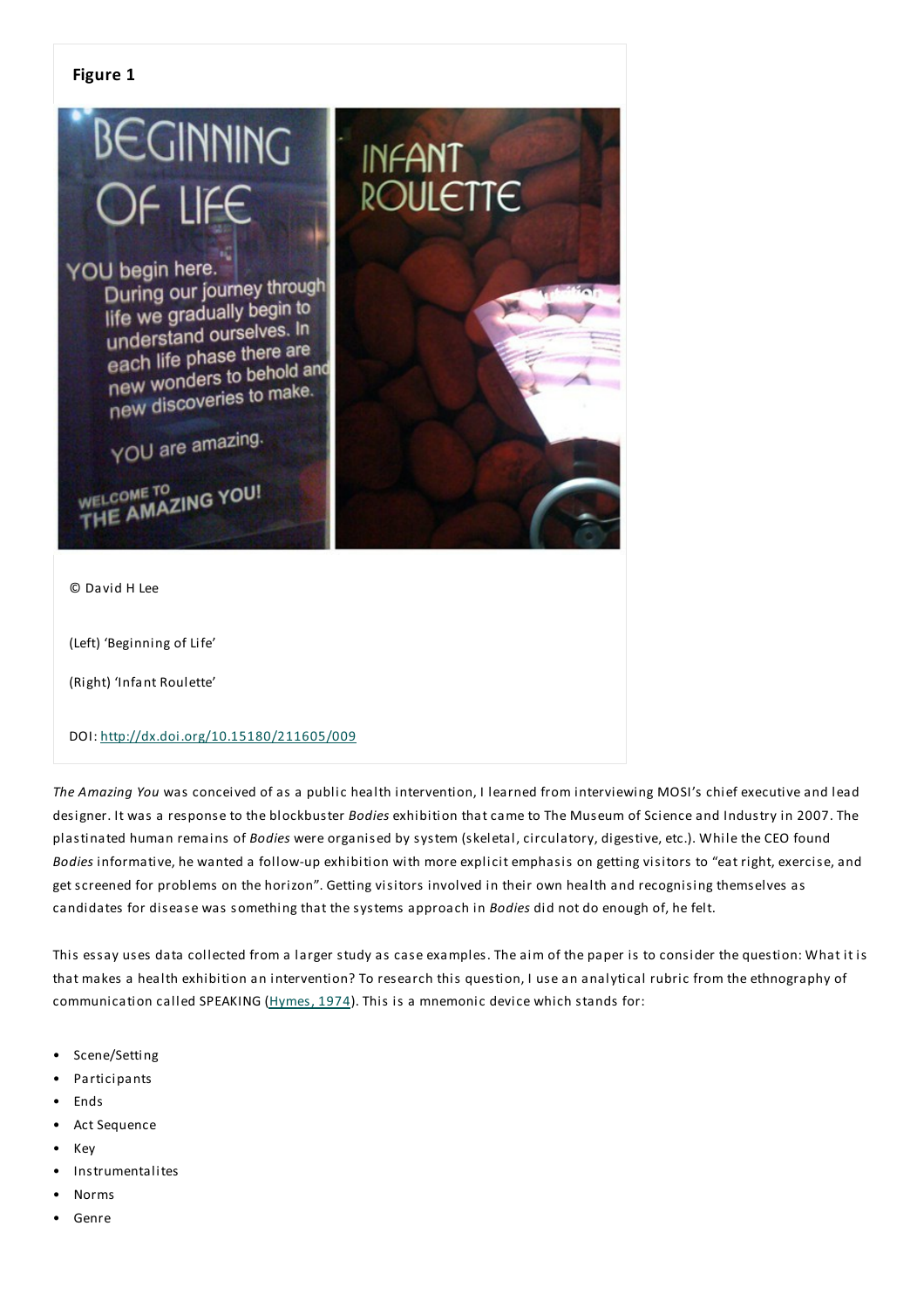**Figure 1**

© David H Lee

(Left) 'Beginning of Life'

(Right) 'Infant Roulette'

DOI: http://dx.doi.org/10.15180/211605/009

*The Amazing You* was conceived of as a public health intervention, I learned from interviewing MOSI's chief executive and lead designer. It was a response to the blockbuster *Bodies* exhibition that came to The Museum of Science and Industry in 2007. The plastinated human remains of *Bodies* were organised by system (skeletal, circulatory, digestive, etc.). While the CEO found *Bodies* informative, he wanted a follow-up exhibition with more explicit emphasis on getting visitors to "eat right, exercise, and get screened for problems on the horizon". Getting visitors involved in their own health and recognising themselves as candidates for disease was something that the systems approach in *Bodies* did not do enough of, he felt.

This essay uses data collected from a larger study as case examples. The aim of the paper is to consider the question: What it is that makes a health exhibition an intervention? To research this question, I use an analytical rubric from the ethnography of communication called SPEAKING (Hymes, 1974). This is a mnemonic device which stands for:

- Scene/Setting
- Participants
- Ends
- Act Sequence
- Key
- Instrumentalites
- Norms
- Genre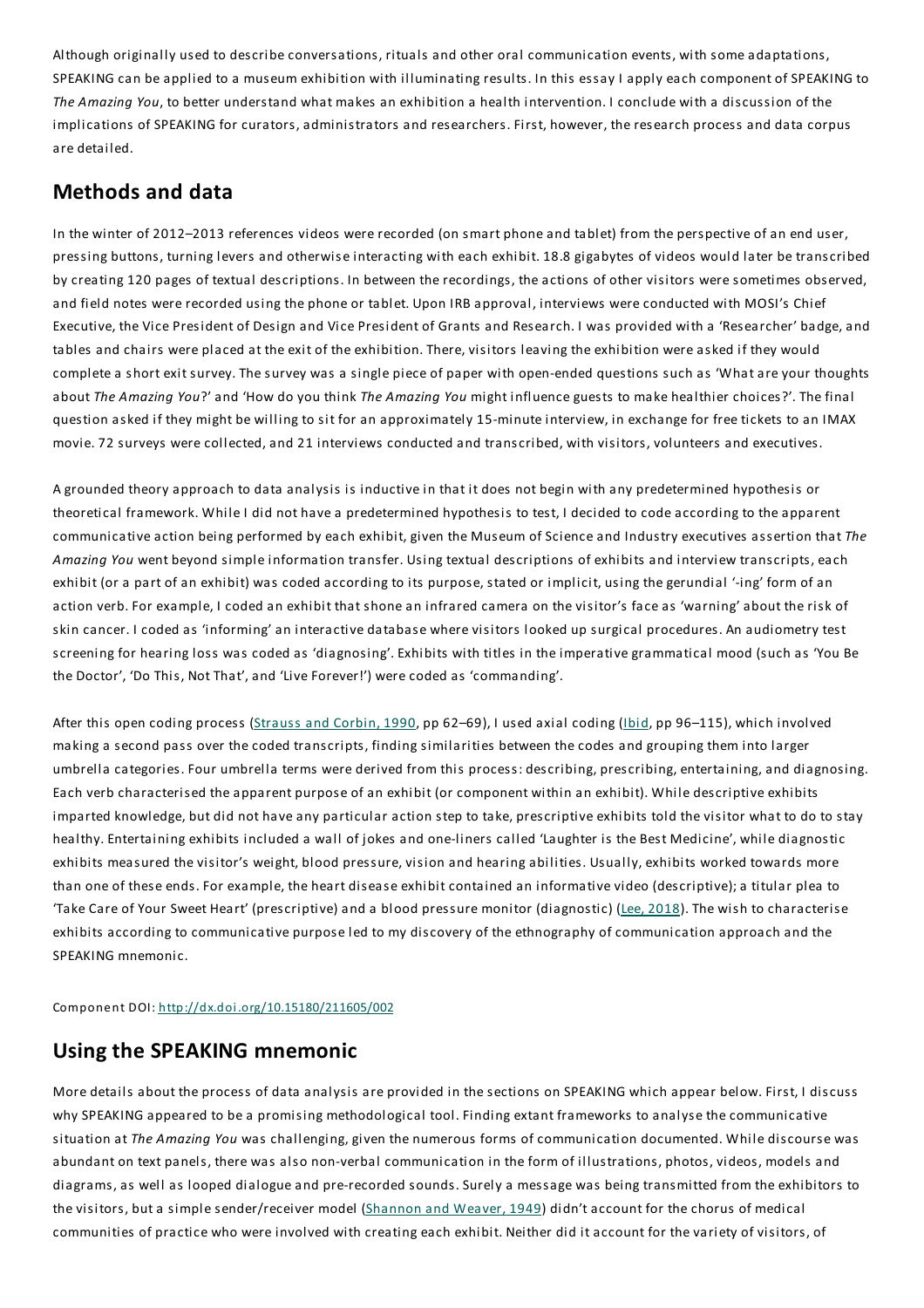Although originally used to describe conversations, rituals and other oral communication events, with some adaptations, SPEAKING can be applied to a museum exhibition with illuminating results. In this essay I apply each component of SPEAKING to *The Amazing You*, to better understand what makes an exhibition a health intervention. I conclude with a discussion of the implications of SPEAKING for curators, administrators and researchers. First, however, the research process and data corpus are detailed.

## Methods and data

In the winter of 2012–2013 references videos were recorded (on smart phone and tablet) from the perspective of an end user, pressing buttons, turning levers and otherwise interacting with each exhibit. 18.8 gigabytes of videos would later be transcribed by creating 120 pages of textual descriptions. In between the recordings, the actions of other visitors were sometimes observed, and field notes were recorded using the phone or tablet. Upon IRB approval, interviews were conducted with MOSI's Chief Executive, the Vice President of Design and Vice President of Grants and Research. I was provided with a 'Researcher' badge, and tables and chairs were placed at the exit of the exhibition. There, visitors leaving the exhibition were asked if they would complete a short exit survey. The survey was a single piece of paper with open-ended questions such as 'What are your thoughts about *The Amazing You*?' and 'How do you think *The Amazing You* might influence guests to make healthier choices?'. The final question asked if they might be willing to sit for an approximately 15-minute interview, in exchange for free tickets to an IMAX movie. 72 surveys were collected, and 21 interviews conducted and transcribed, with visitors, volunteers and executives.

A grounded theory approach to data analysis is inductive in that it does not begin with any predetermined hypothesis or theoretical framework. While I did not have a predetermined hypothesis to test, I decided to code according to the apparent communicative action being performed by each exhibit, given the Museum of Science and Industry executives assertion that *The Amazing You* went beyond simple information transfer. Using textual descriptions of exhibits and interview transcripts, each exhibit (or a part of an exhibit) was coded according to its purpose, stated or implicit, using the gerundial '-ing' form of an action verb. For example, I coded an exhibit that shone an infrared camera on the visitor's face as 'warning' about the risk of skin cancer. I coded as 'informing' an interactive database where visitors looked up surgical procedures. An audiometry test screening for hearing loss was coded as 'diagnosing'. Exhibits with titles in the imperative grammatical mood (such as 'You Be the Doctor', 'Do This, Not That', and 'Live Forever!') were coded as 'commanding'.

After this open coding process (Strauss and Corbin, 1990, pp 62–69), I used axial coding (Ibid, pp 96–115), which involved making a second pass over the coded transcripts, finding similarities between the codes and grouping them into larger umbrella categories. Four umbrella terms were derived from this process: describing, prescribing, entertaining, and diagnosing. Each verb characterised the apparent purpose of an exhibit (or component within an exhibit). While descriptive exhibits imparted knowledge, but did not have any particular action step to take, prescriptive exhibits told the visitor what to do to stay healthy. Entertaining exhibits included a wall of jokes and one-liners called 'Laughter is the Best Medicine', while diagnostic exhibits measured the visitor's weight, blood pressure, vision and hearing abilities. Usually, exhibits worked towards more than one of these ends. For example, the heart disease exhibit contained an informative video (descriptive); a titular plea to 'Take Care of Your Sweet Heart' (prescriptive) and a blood pressure monitor (diagnostic) (Lee, 2018). The wish to characterise exhibits according to communicative purpose led to my discovery of the ethnography of communication approach and the SPEAKING mnemonic.

Component DOI: http://dx.doi.org/10.15180/211605/002

## Using the SPEAKING mnemonic

More details about the process of data analysis are provided in the sections on SPEAKING which appear below. First, I discuss why SPEAKING appeared to be a promising methodological tool. Finding extant frameworks to analyse the communicative situation at *The Amazing You* was challenging, given the numerous forms of communication documented. While discourse was abundant on text panels, there was also non-verbal communication in the form of illustrations, photos, videos, models and diagrams, as well as looped dialogue and pre-recorded sounds. Surely a message was being transmitted from the exhibitors to the visitors, but a simple sender/receiver model (Shannon and Weaver, 1949) didn't account for the chorus of medical communities of practice who were involved with creating each exhibit. Neither did it account for the variety of visitors, of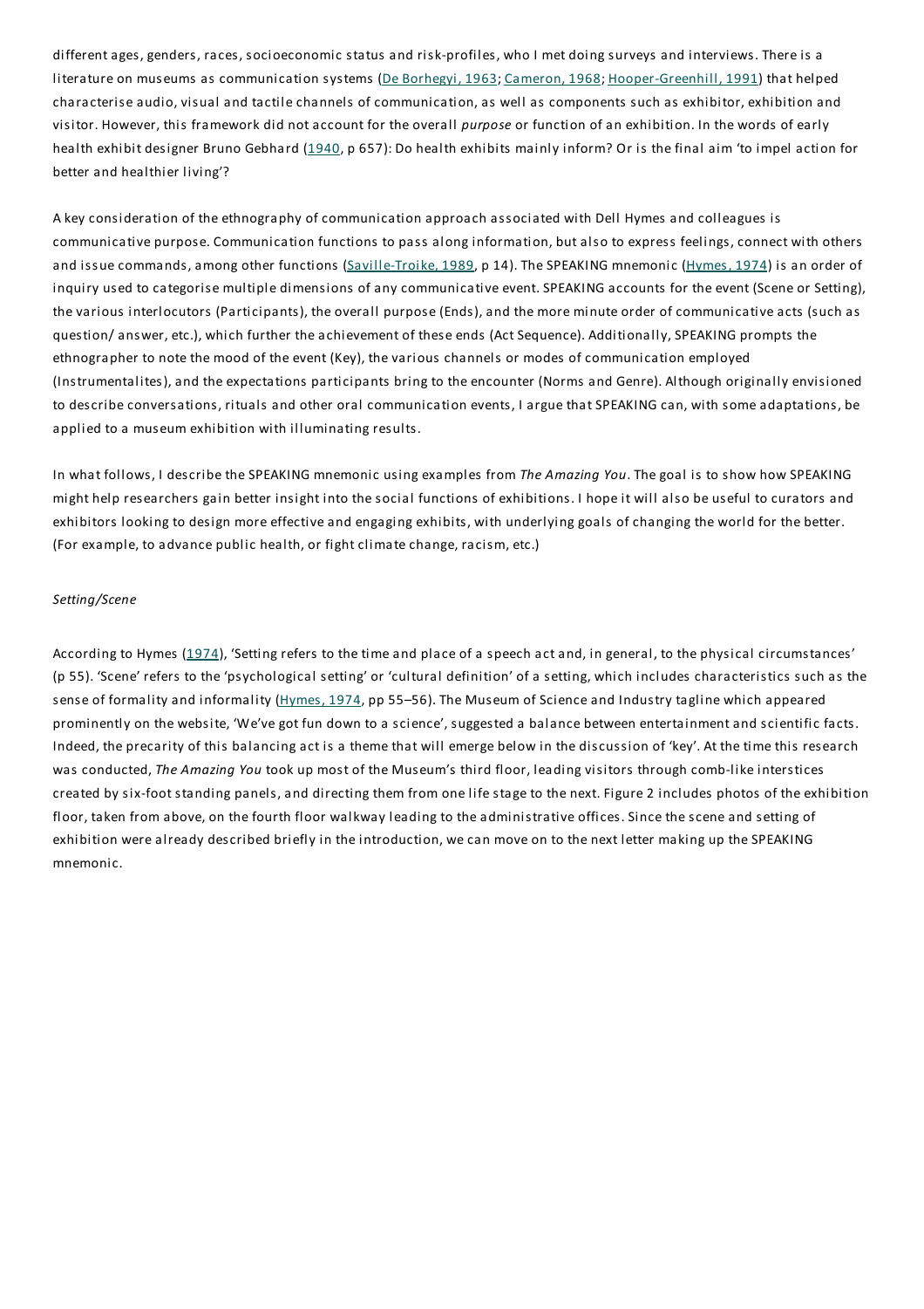different ages, genders, races, socioeconomic status and risk-profiles, who I met doing surveys and interviews. There is a literature on museums as communication systems (De Borhegyi, 1963; Cameron, 1968; Hooper-Greenhill, 1991) that helped characterise audio, visual and tactile channels of communication, as well as components such as exhibitor, exhibition and visitor. However, this framework did not account for the overall *purpose* or function of an exhibition. In the words of early health exhibit designer Bruno Gebhard (1940, p 657): Do health exhibits mainly inform? Or is the final aim 'to impel action for better and healthier living'?

A key consideration of the ethnography of communication approach associated with Dell Hymes and colleagues is communicative purpose. Communication functions to pass along information, but also to express feelings, connect with others and issue commands, among other functions (Saville-Troike, 1989, p 14). The SPEAKING mnemonic (Hymes, 1974) is an order of inquiry used to categorise multiple dimensions of any communicative event. SPEAKING accounts for the event (Scene or Setting), the various interlocutors (Participants), the overall purpose (Ends), and the more minute order of communicative acts (such as question/ answer, etc.), which further the achievement of these ends (Act Sequence). Additionally, SPEAKING prompts the ethnographer to note the mood of the event (Key), the various channels or modes of communication employed (Instrumentalites), and the expectations participants bring to the encounter (Norms and Genre). Although originally envisioned to describe conversations, rituals and other oral communication events, I argue that SPEAKING can, with some adaptations, be applied to a museum exhibition with illuminating results.

In what follows, I describe the SPEAKING mnemonic using examples from *The Amazing You*. The goal is to show how SPEAKING might help researchers gain better insight into the social functions of exhibitions. I hope it will also be useful to curators and exhibitors looking to design more effective and engaging exhibits, with underlying goals of changing the world for the better. (For example, to advance public health, or fight climate change, racism, etc.)

*Setting/Scene*

According to Hymes (1974), 'Setting refers to the time and place of a speech act and, in general, to the physical circumstances' (p 55). 'Scene' refers to the 'psychological setting' or 'cultural definition' of a setting, which includes characteristics such as the sense of formality and informality (Hymes, 1974, pp 55–56). The Museum of Science and Industry tagline which appeared prominently on the website, 'We've got fun down to a science', suggested a balance between entertainment and scientific facts. Indeed, the precarity of this balancing act is a theme that will emerge below in the discussion of 'key'. At the time this research was conducted, *The Amazing You* took up most of the Museum's third floor, leading visitors through comb-like interstices created by six-foot standing panels, and directing them from one life stage to the next. Figure 2 includes photos of the exhibition floor, taken from above, on the fourth floor walkway leading to the administrative offices. Since the scene and setting of exhibition were already described briefly in the introduction, we can move on to the next letter making up the SPEAKING mnemonic.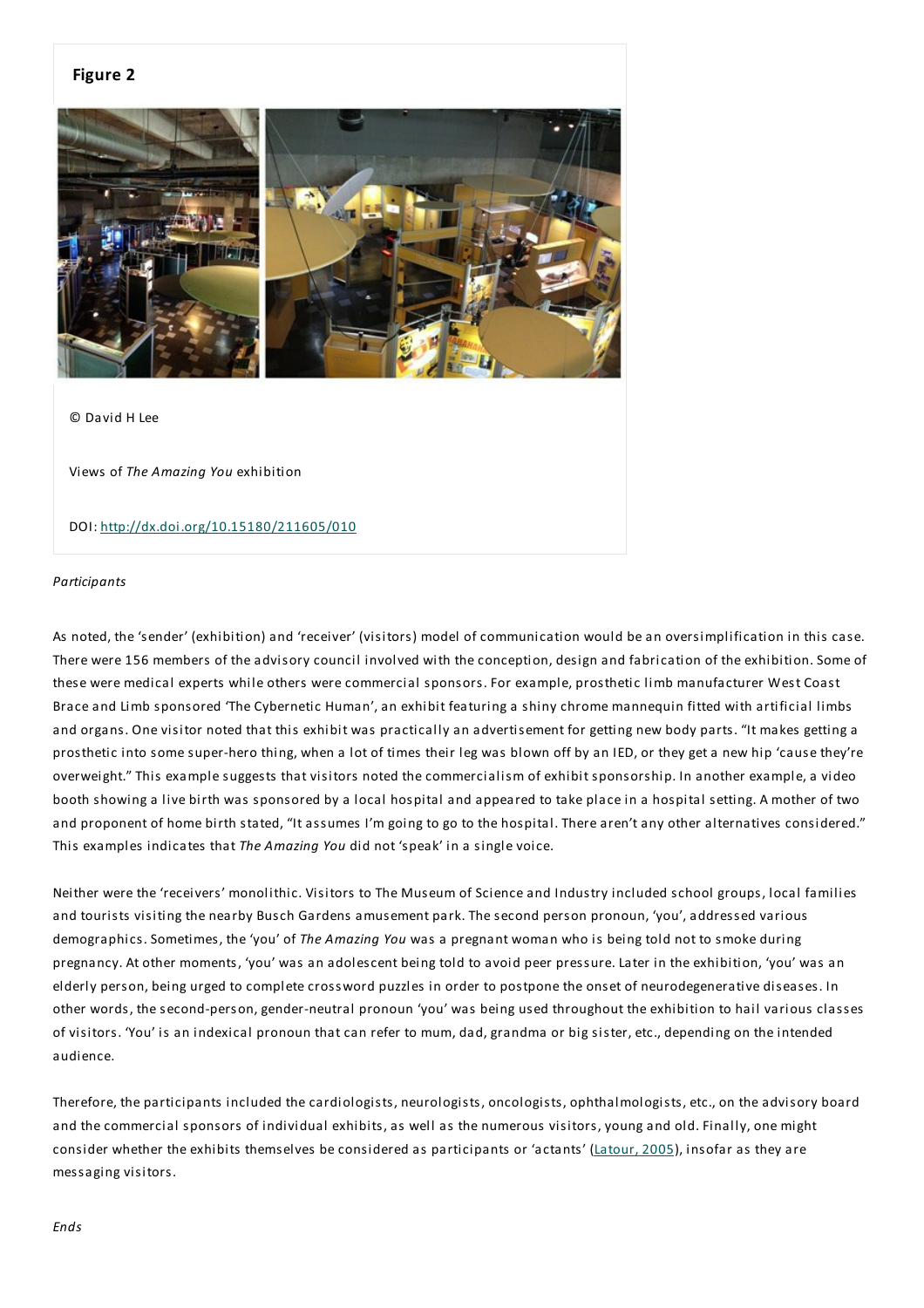**Figure 2**

© David H Lee

Views of *The Amazing You* exhibition

DOI: http://dx.doi.org/10.15180/211605/010

*Participants*

As noted, the 'sender' (exhibition) and 'receiver' (visitors) model of communication would be an oversimplification in this case. There were 156 members of the advisory council involved with the conception, design and fabrication of the exhibition. Some of these were medical experts while others were commercial sponsors. For example, prosthetic limb manufacturer West Coast Brace and Limb sponsored 'The Cybernetic Human', an exhibit featuring a shiny chrome mannequin fitted with artificial limbs and organs. One visitor noted that this exhibit was practically an advertisement for getting new body parts. "It makes getting a prosthetic into some super-hero thing, when a lot of times their leg was blown off by an IED, or they get a new hip 'cause they're overweight." This example suggests that visitors noted the commercialism of exhibit sponsorship. In another example, a video booth showing a live birth was sponsored by a local hospital and appeared to take place in a hospital setting. A mother of two and proponent of home birth stated, "It assumes I'm going to go to the hospital. There aren't any other alternatives considered." This examples indicates that *The Amazing You* did not 'speak' in a single voice.

Neither were the 'receivers' monolithic. Visitors to The Museum of Science and Industry included school groups, local families and tourists visiting the nearby Busch Gardens amusement park. The second person pronoun, 'you', addressed various demographics. Sometimes, the 'you' of *The Amazing You* was a pregnant woman who is being told not to smoke during pregnancy. At other moments, 'you' was an adolescent being told to avoid peer pressure. Later in the exhibition, 'you' was an elderly person, being urged to complete crossword puzzles in order to postpone the onset of neurodegenerative diseases. In other words, the second-person, gender-neutral pronoun 'you' was being used throughout the exhibition to hail various classes of visitors. 'You' is an indexical pronoun that can refer to mum, dad, grandma or big sister, etc., depending on the intended audience.

Therefore, the participants included the cardiologists, neurologists, oncologists, ophthalmologists, etc., on the advisory board and the commercial sponsors of individual exhibits, as well as the numerous visitors, young and old. Finally, one might consider whether the exhibits themselves be considered as participants or 'actants' (Latour, 2005), insofar as they are messaging visitors.

*Ends*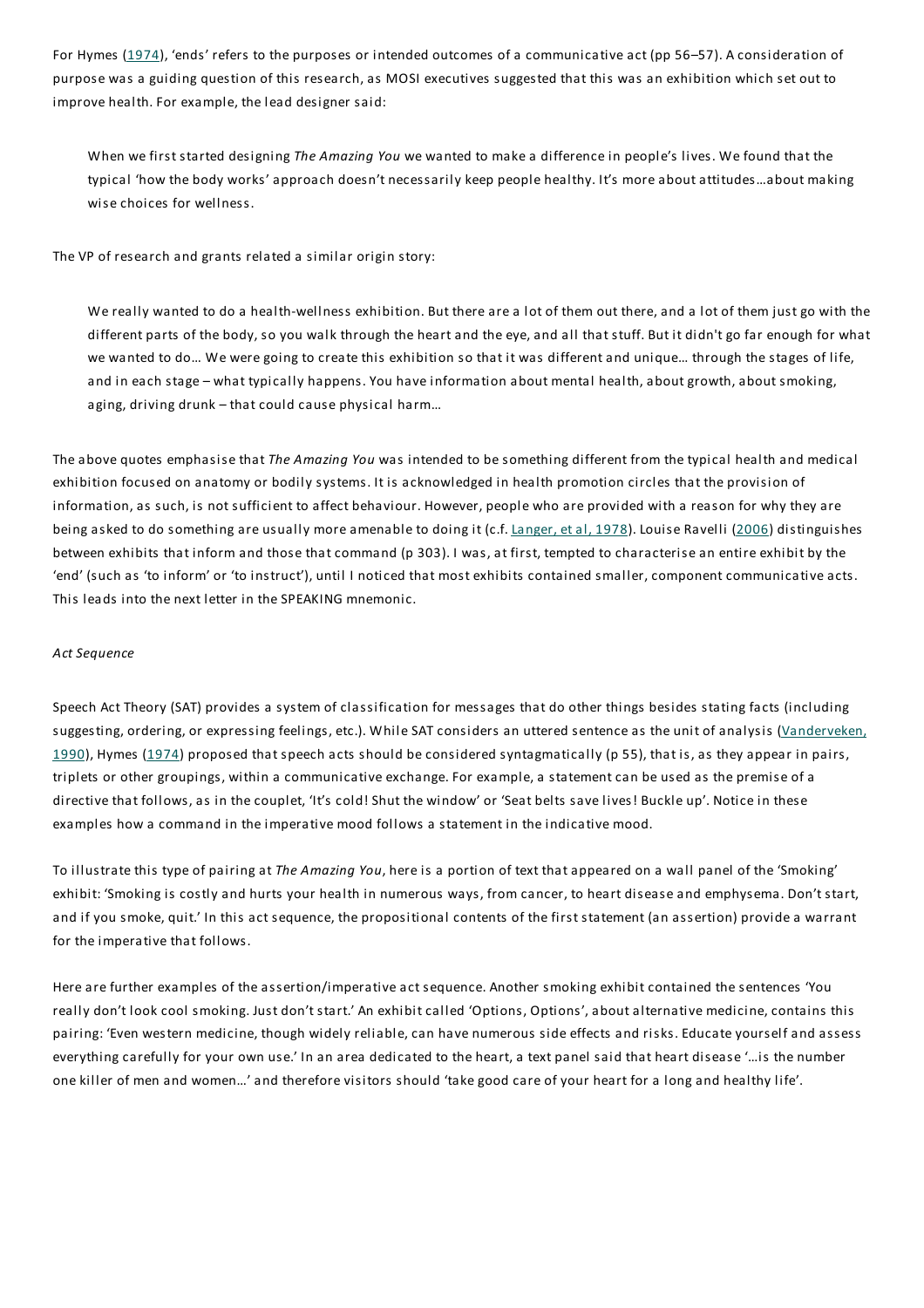For Hymes (1974), 'ends' refers to the purposes or intended outcomes of a communicative act (pp 56–57). A consideration of purpose was a guiding question of this research, as MOSI executives suggested that this was an exhibition which set out to improve health. For example, the lead designer said:

> When we first started designing *The Amazing You* we wanted to make a difference in people's lives. We found that the typical 'how the body works' approach doesn't necessarily keep people healthy. It's more about attitudes…about making wise choices for wellness.

The VP of research and grants related a similar origin story:

> We really wanted to do a health-wellness exhibition. But there are a lot of them out there, and a lot of them just go with the different parts of the body, so you walk through the heart and the eye, and all that stuff. But it didn't go far enough for what we wanted to do… We were going to create this exhibition so that it was different and unique… through the stages of life, and in each stage – what typically happens. You have information about mental health, about growth, about smoking, aging, driving drunk – that could cause physical harm…

The above quotes emphasise that *The Amazing You* was intended to be something different from the typical health and medical exhibition focused on anatomy or bodily systems. It is acknowledged in health promotion circles that the provision of information, as such, is not sufficient to affect behaviour. However, people who are provided with a reason for why they are being asked to do something are usually more amenable to doing it (c.f. Langer, et al, 1978). Louise Ravelli (2006) distinguishes between exhibits that inform and those that command (p 303). I was, at first, tempted to characterise an entire exhibit by the 'end' (such as 'to inform' or 'to instruct'), until I noticed that most exhibits contained smaller, component communicative acts. This leads into the next letter in the SPEAKING mnemonic.

*Act Sequence*

Speech Act Theory (SAT) provides a system of classification for messages that do other things besides stating facts (including suggesting, ordering, or expressing feelings, etc.). While SAT considers an uttered sentence as the unit of analysis (Vanderveken, 1990), Hymes (1974) proposed that speech acts should be considered syntagmatically (p 55), that is, as they appear in pairs, triplets or other groupings, within a communicative exchange. For example, a statement can be used as the premise of a directive that follows, as in the couplet, 'It's cold! Shut the window' or 'Seat belts save lives! Buckle up'. Notice in these examples how a command in the imperative mood follows a statement in the indicative mood.

To illustrate this type of pairing at *The Amazing You*, here is a portion of text that appeared on a wall panel of the 'Smoking' exhibit: 'Smoking is costly and hurts your health in numerous ways, from cancer, to heart disease and emphysema. Don't start, and if you smoke, quit.' In this act sequence, the propositional contents of the first statement (an assertion) provide a warrant for the imperative that follows.

Here are further examples of the assertion/imperative act sequence. Another smoking exhibit contained the sentences 'You really don't look cool smoking. Just don't start.' An exhibit called 'Options, Options', about alternative medicine, contains this pairing: 'Even western medicine, though widely reliable, can have numerous side effects and risks. Educate yourself and assess everything carefully for your own use.' In an area dedicated to the heart, a text panel said that heart disease '…is the number one killer of men and women…' and therefore visitors should 'take good care of your heart for a long and healthy life'.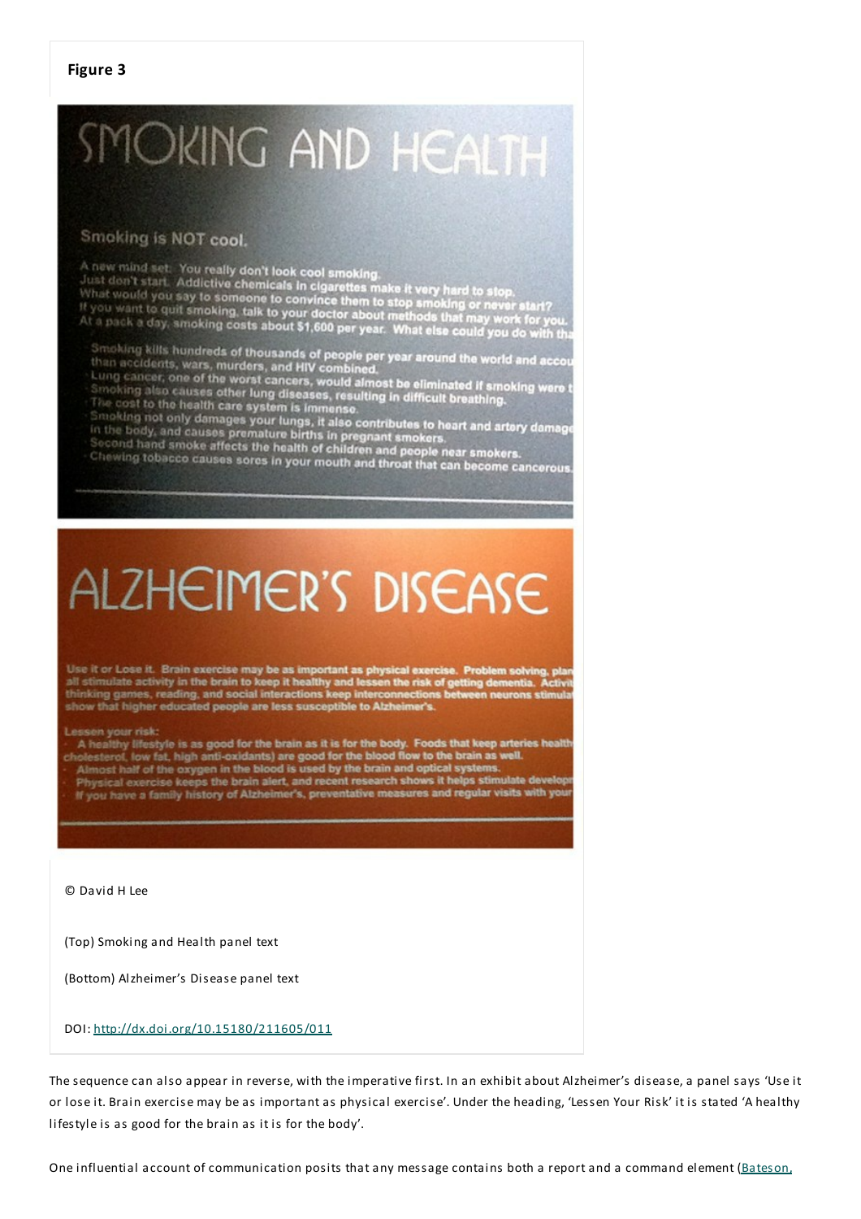**Figure 3**

© David H Lee

(Top) Smoking and Health panel text

(Bottom) Alzheimer's Disease panel text

DOI: http://dx.doi.org/10.15180/211605/011

The sequence can also appear in reverse, with the imperative first. In an exhibit about Alzheimer's disease, a panel says 'Use it or lose it. Brain exercise may be as important as physical exercise'. Under the heading, 'Lessen Your Risk' it is stated 'A healthy lifestyle is as good for the brain as it is for the body'.

One influential account of communication posits that any message contains both a report and a command element (Bateson,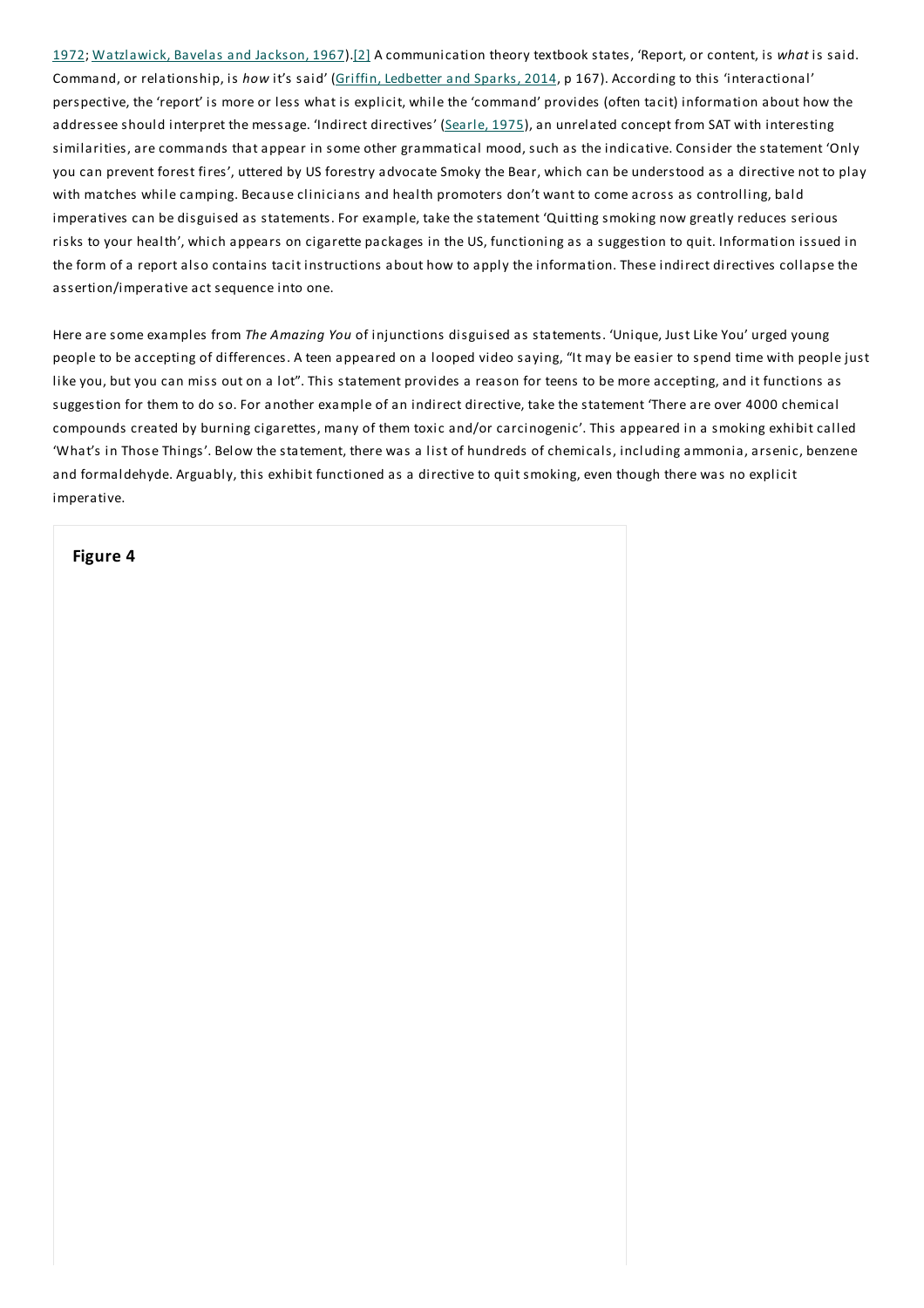1972; Watzlawick, Bavelas and Jackson, 1967).[2] A communication theory textbook states, 'Report, or content, is *what* is said. Command, or relationship, is *how* it's said' (Griffin, Ledbetter and Sparks, 2014, p 167). According to this 'interactional' perspective, the 'report' is more or less what is explicit, while the 'command' provides (often tacit) information about how the addressee should interpret the message. 'Indirect directives' (Searle, 1975), an unrelated concept from SAT with interesting similarities, are commands that appear in some other grammatical mood, such as the indicative. Consider the statement 'Only you can prevent forest fires', uttered by US forestry advocate Smoky the Bear, which can be understood as a directive not to play with matches while camping. Because clinicians and health promoters don't want to come across as controlling, bald imperatives can be disguised as statements. For example, take the statement 'Quitting smoking now greatly reduces serious risks to your health', which appears on cigarette packages in the US, functioning as a suggestion to quit. Information issued in the form of a report also contains tacit instructions about how to apply the information. These indirect directives collapse the assertion/imperative act sequence into one.

Here are some examples from *The Amazing You* of injunctions disguised as statements. 'Unique, Just Like You' urged young people to be accepting of differences. A teen appeared on a looped video saying, "It may be easier to spend time with people just like you, but you can miss out on a lot". This statement provides a reason for teens to be more accepting, and it functions as suggestion for them to do so. For another example of an indirect directive, take the statement 'There are over 4000 chemical compounds created by burning cigarettes, many of them toxic and/or carcinogenic'. This appeared in a smoking exhibit called 'What's in Those Things'. Below the statement, there was a list of hundreds of chemicals, including ammonia, arsenic, benzene and formaldehyde. Arguably, this exhibit functioned as a directive to quit smoking, even though there was no explicit imperative.

**Figure 4**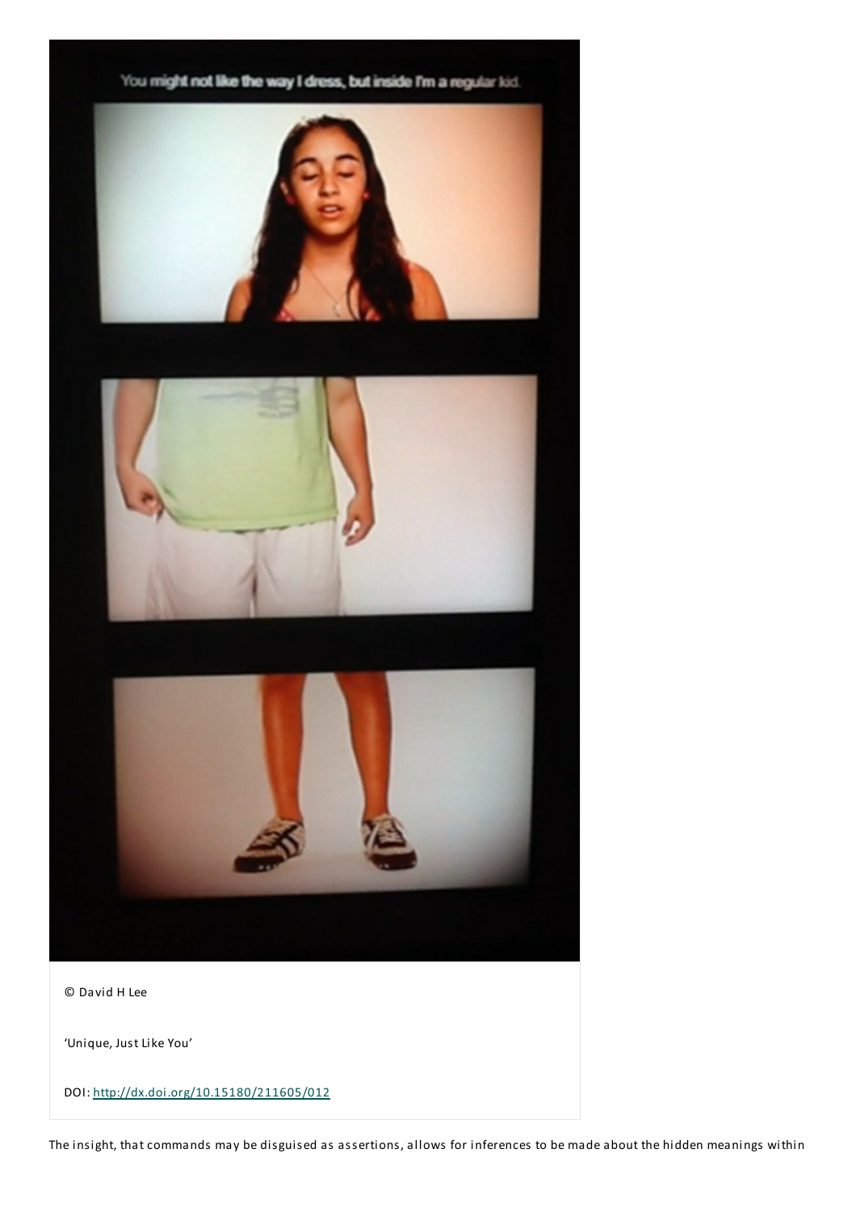© David H Lee

'Unique, Just Like You'

DOI: http://dx.doi.org/10.15180/211605/012

The insight, that commands may be disguised as assertions, allows for inferences to be made about the hidden meanings within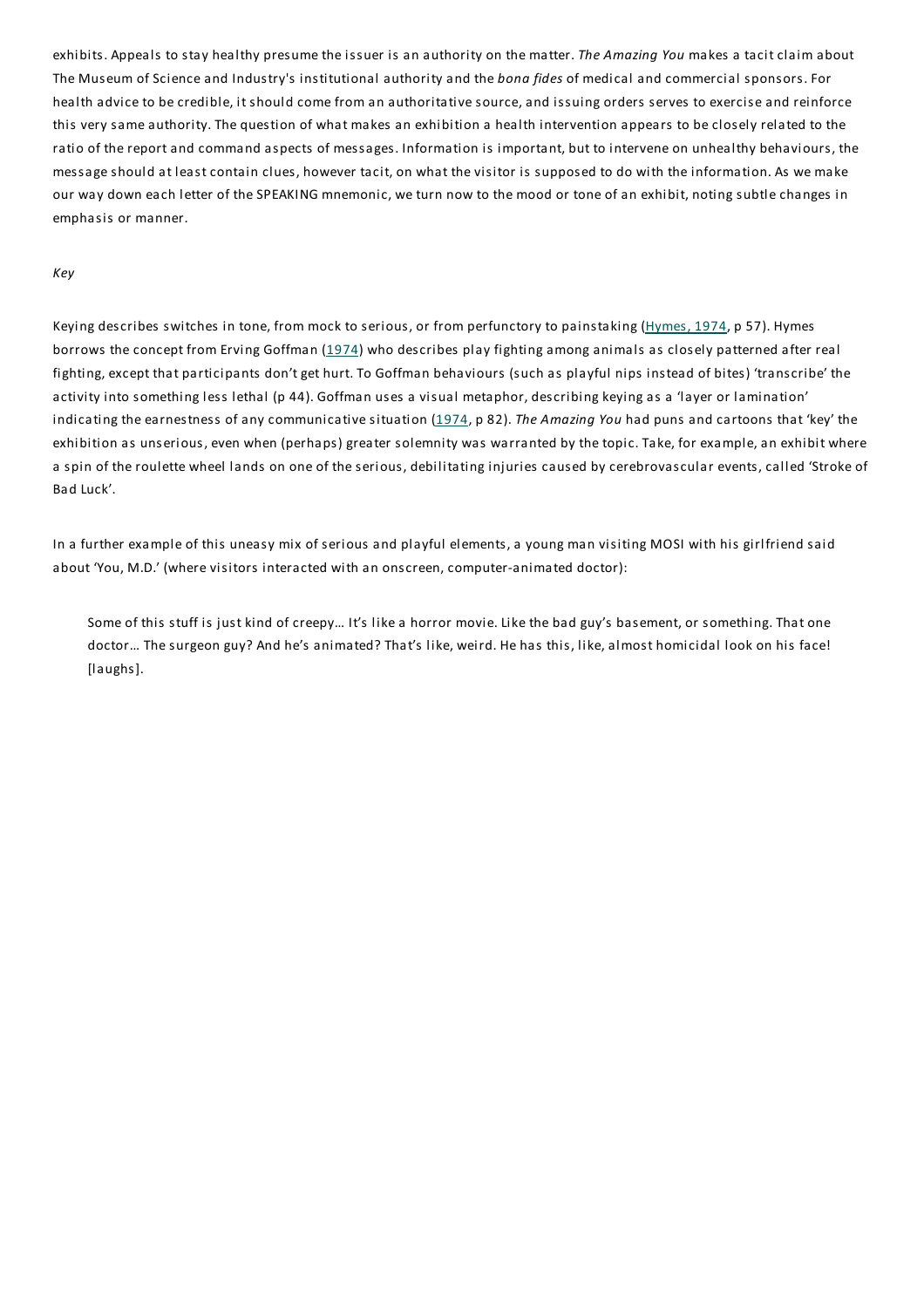exhibits. Appeals to stay healthy presume the issuer is an authority on the matter. *The Amazing You* makes a tacit claim about The Museum of Science and Industry's institutional authority and the *bona fides* of medical and commercial sponsors. For health advice to be credible, it should come from an authoritative source, and issuing orders serves to exercise and reinforce this very same authority. The question of what makes an exhibition a health intervention appears to be closely related to the ratio of the report and command aspects of messages. Information is important, but to intervene on unhealthy behaviours, the message should at least contain clues, however tacit, on what the visitor is supposed to do with the information. As we make our way down each letter of the SPEAKING mnemonic, we turn now to the mood or tone of an exhibit, noting subtle changes in emphasis or manner.

*Key*

Keying describes switches in tone, from mock to serious, or from perfunctory to painstaking (Hymes, 1974, p 57). Hymes borrows the concept from Erving Goffman (1974) who describes play fighting among animals as closely patterned after real fighting, except that participants don't get hurt. To Goffman behaviours (such as playful nips instead of bites) 'transcribe' the activity into something less lethal (p 44). Goffman uses a visual metaphor, describing keying as a 'layer or lamination' indicating the earnestness of any communicative situation (1974, p 82). *The Amazing You* had puns and cartoons that 'key' the exhibition as unserious, even when (perhaps) greater solemnity was warranted by the topic. Take, for example, an exhibit where a spin of the roulette wheel lands on one of the serious, debilitating injuries caused by cerebrovascular events, called 'Stroke of Bad Luck'.

In a further example of this uneasy mix of serious and playful elements, a young man visiting MOSI with his girlfriend said about 'You, M.D.' (where visitors interacted with an onscreen, computer-animated doctor):

> Some of this stuff is just kind of creepy… It's like a horror movie. Like the bad guy's basement, or something. That one doctor… The surgeon guy? And he's animated? That's like, weird. He has this, like, almost homicidal look on his face! [laughs].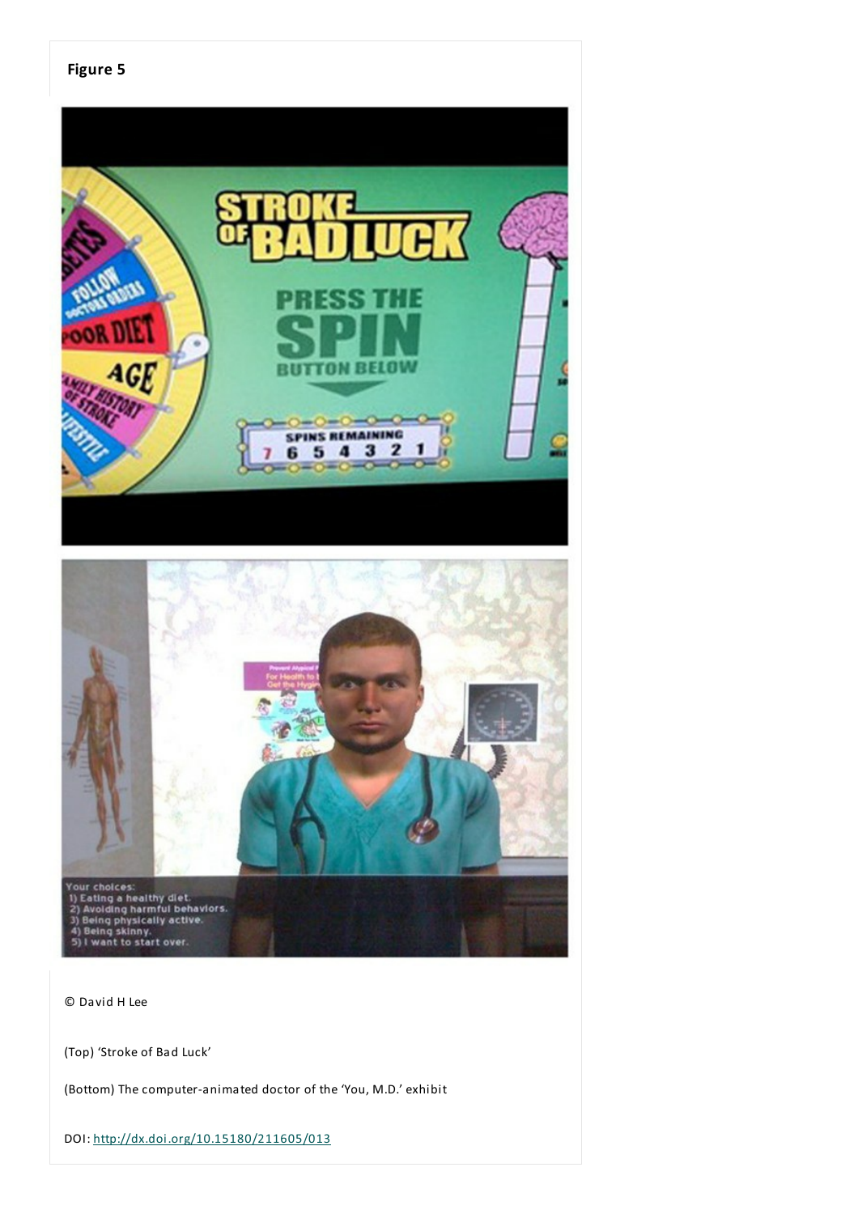**Figure 5**

© David H Lee

(Top) 'Stroke of Bad Luck'

(Bottom) The computer-animated doctor of the 'You, M.D.' exhibit

DOI: http://dx.doi.org/10.15180/211605/013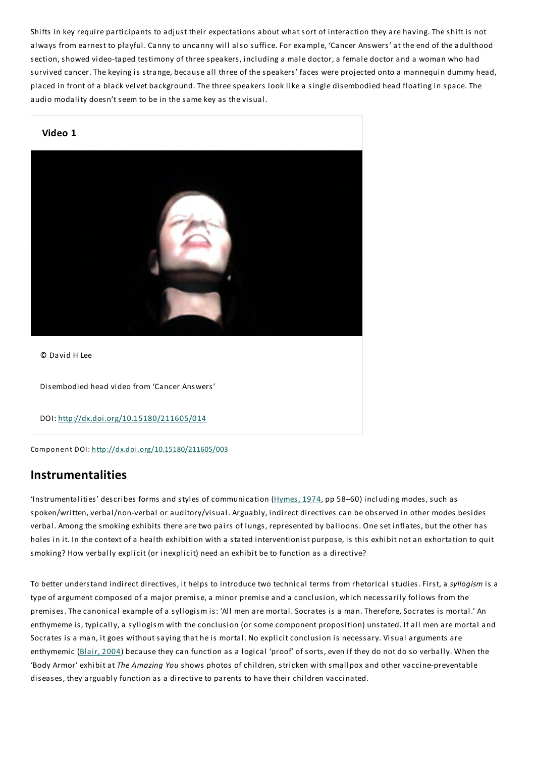Shifts in key require participants to adjust their expectations about what sort of interaction they are having. The shift is not always from earnest to playful. Canny to uncanny will also suffice. For example, 'Cancer Answers' at the end of the adulthood section, showed video-taped testimony of three speakers, including a male doctor, a female doctor and a woman who had survived cancer. The keying is strange, because all three of the speakers' faces were projected onto a mannequin dummy head, placed in front of a black velvet background. The three speakers look like a single disembodied head floating in space. The audio modality doesn't seem to be in the same key as the visual.

**Video 1**

© David H Lee

Disembodied head video from 'Cancer Answers'

DOI: http://dx.doi.org/10.15180/211605/014

Component DOI: http://dx.doi.org/10.15180/211605/003

## Instrumentalities

'Instrumentalities' describes forms and styles of communication (Hymes, 1974, pp 58–60) including modes, such as spoken/written, verbal/non-verbal or auditory/visual. Arguably, indirect directives can be observed in other modes besides verbal. Among the smoking exhibits there are two pairs of lungs, represented by balloons. One set inflates, but the other has holes in it. In the context of a health exhibition with a stated interventionist purpose, is this exhibit not an exhortation to quit smoking? How verbally explicit (or inexplicit) need an exhibit be to function as a directive?

To better understand indirect directives, it helps to introduce two technical terms from rhetorical studies. First, a *syllogism* is a type of argument composed of a major premise, a minor premise and a conclusion, which necessarily follows from the premises. The canonical example of a syllogism is: 'All men are mortal. Socrates is a man. Therefore, Socrates is mortal.' An enthymeme is, typically, a syllogism with the conclusion (or some component proposition) unstated. If all men are mortal and Socrates is a man, it goes without saying that he is mortal. No explicit conclusion is necessary. Visual arguments are enthymemic (Blair, 2004) because they can function as a logical 'proof' of sorts, even if they do not do so verbally. When the 'Body Armor' exhibit at *The Amazing You* shows photos of children, stricken with smallpox and other vaccine-preventable diseases, they arguably function as a directive to parents to have their children vaccinated.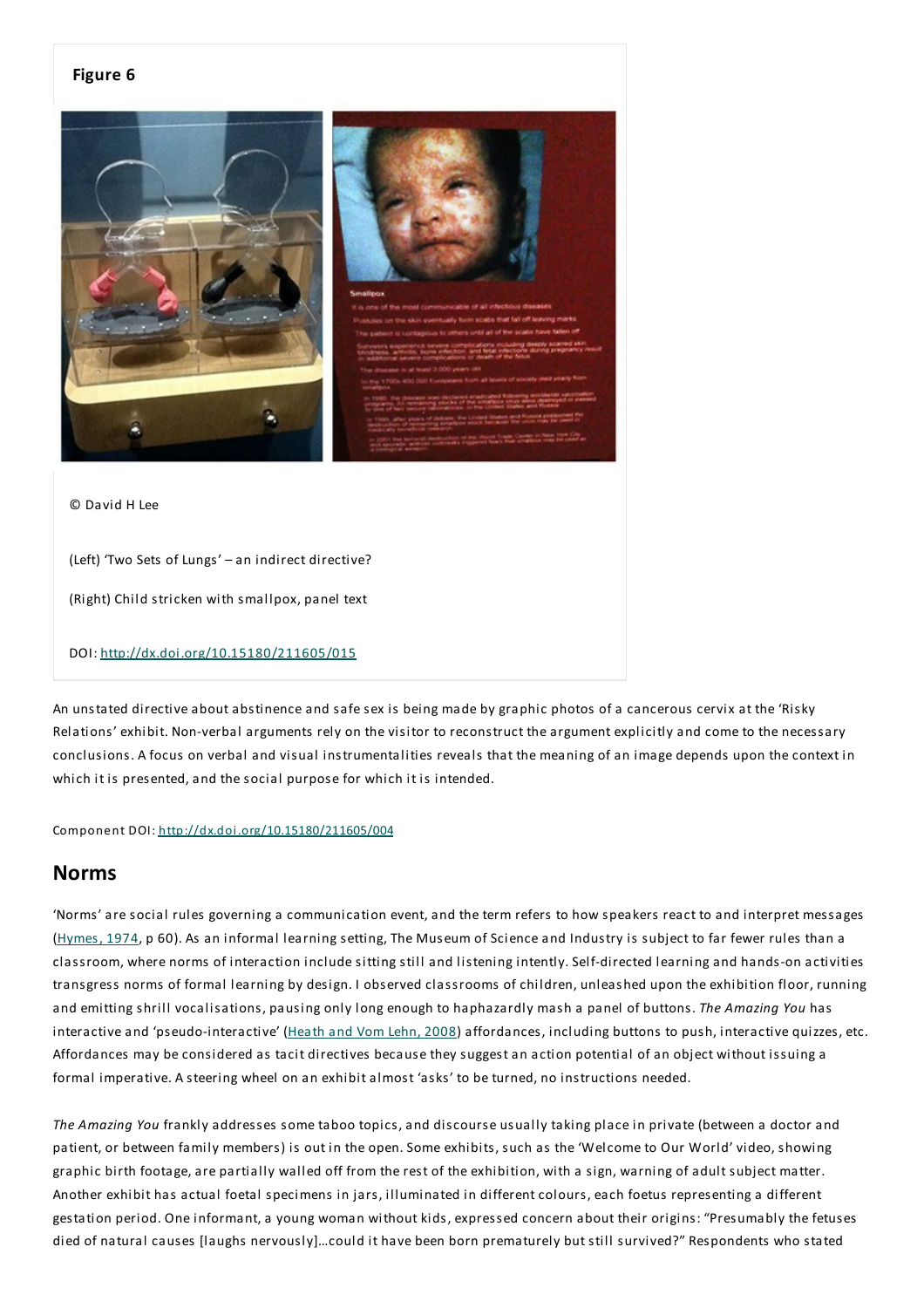**Figure 6**

© David H Lee

(Left) 'Two Sets of Lungs' – an indirect directive?

(Right) Child stricken with smallpox, panel text

DOI: http://dx.doi.org/10.15180/211605/015

An unstated directive about abstinence and safe sex is being made by graphic photos of a cancerous cervix at the 'Risky Relations' exhibit. Non-verbal arguments rely on the visitor to reconstruct the argument explicitly and come to the necessary conclusions. A focus on verbal and visual instrumentalities reveals that the meaning of an image depends upon the context in which it is presented, and the social purpose for which it is intended.

Component DOI: http://dx.doi.org/10.15180/211605/004

## Norms

'Norms' are social rules governing a communication event, and the term refers to how speakers react to and interpret messages (Hymes, 1974, p 60). As an informal learning setting, The Museum of Science and Industry is subject to far fewer rules than a classroom, where norms of interaction include sitting still and listening intently. Self-directed learning and hands-on activities transgress norms of formal learning by design. I observed classrooms of children, unleashed upon the exhibition floor, running and emitting shrill vocalisations, pausing only long enough to haphazardly mash a panel of buttons. *The Amazing You* has interactive and 'pseudo-interactive' (Heath and Vom Lehn, 2008) affordances, including buttons to push, interactive quizzes, etc. Affordances may be considered as tacit directives because they suggest an action potential of an object without issuing a formal imperative. A steering wheel on an exhibit almost 'asks' to be turned, no instructions needed.

*The Amazing You* frankly addresses some taboo topics, and discourse usually taking place in private (between a doctor and patient, or between family members) is out in the open. Some exhibits, such as the 'Welcome to Our World' video, showing graphic birth footage, are partially walled off from the rest of the exhibition, with a sign, warning of adult subject matter. Another exhibit has actual foetal specimens in jars, illuminated in different colours, each foetus representing a different gestation period. One informant, a young woman without kids, expressed concern about their origins: "Presumably the fetuses died of natural causes [laughs nervously]…could it have been born prematurely but still survived?" Respondents who stated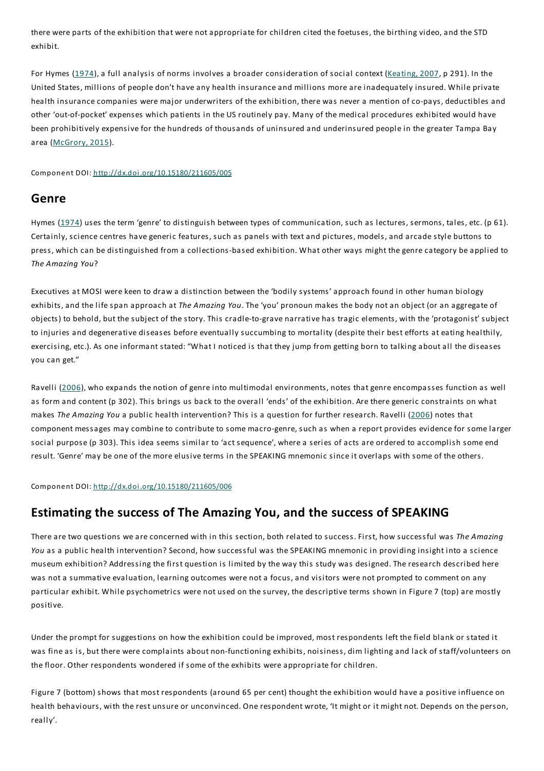there were parts of the exhibition that were not appropriate for children cited the foetuses, the birthing video, and the STD exhibit.

For Hymes (1974), a full analysis of norms involves a broader consideration of social context (Keating, 2007, p 291). In the United States, millions of people don't have any health insurance and millions more are inadequately insured. While private health insurance companies were major underwriters of the exhibition, there was never a mention of co-pays, deductibles and other 'out-of-pocket' expenses which patients in the US routinely pay. Many of the medical procedures exhibited would have been prohibitively expensive for the hundreds of thousands of uninsured and underinsured people in the greater Tampa Bay area (McGrory, 2015).

Component DOI: http://dx.doi.org/10.15180/211605/005

## Genre

Hymes (1974) uses the term 'genre' to distinguish between types of communication, such as lectures, sermons, tales, etc. (p 61). Certainly, science centres have generic features, such as panels with text and pictures, models, and arcade style buttons to press, which can be distinguished from a collections-based exhibition. What other ways might the genre category be applied to *The Amazing You*?

Executives at MOSI were keen to draw a distinction between the 'bodily systems' approach found in other human biology exhibits, and the life span approach at *The Amazing You*. The 'you' pronoun makes the body not an object (or an aggregate of objects) to behold, but the subject of the story. This cradle-to-grave narrative has tragic elements, with the 'protagonist' subject to injuries and degenerative diseases before eventually succumbing to mortality (despite their best efforts at eating healthily, exercising, etc.). As one informant stated: "What I noticed is that they jump from getting born to talking about all the diseases you can get."

Ravelli (2006), who expands the notion of genre into multimodal environments, notes that genre encompasses function as well as form and content (p 302). This brings us back to the overall 'ends' of the exhibition. Are there generic constraints on what makes *The Amazing You* a public health intervention? This is a question for further research. Ravelli (2006) notes that component messages may combine to contribute to some macro-genre, such as when a report provides evidence for some larger social purpose (p 303). This idea seems similar to 'act sequence', where a series of acts are ordered to accomplish some end result. 'Genre' may be one of the more elusive terms in the SPEAKING mnemonic since it overlaps with some of the others.

Component DOI: http://dx.doi.org/10.15180/211605/006

## Estimating the success of The Amazing You, and the success of SPEAKING

There are two questions we are concerned with in this section, both related to success. First, how successful was *The Amazing You* as a public health intervention? Second, how successful was the SPEAKING mnemonic in providing insight into a science museum exhibition? Addressing the first question is limited by the way this study was designed. The research described here was not a summative evaluation, learning outcomes were not a focus, and visitors were not prompted to comment on any particular exhibit. While psychometrics were not used on the survey, the descriptive terms shown in Figure 7 (top) are mostly positive.

Under the prompt for suggestions on how the exhibition could be improved, most respondents left the field blank or stated it was fine as is, but there were complaints about non-functioning exhibits, noisiness, dim lighting and lack of staff/volunteers on the floor. Other respondents wondered if some of the exhibits were appropriate for children.

Figure 7 (bottom) shows that most respondents (around 65 per cent) thought the exhibition would have a positive influence on health behaviours, with the rest unsure or unconvinced. One respondent wrote, 'It might or it might not. Depends on the person, really'.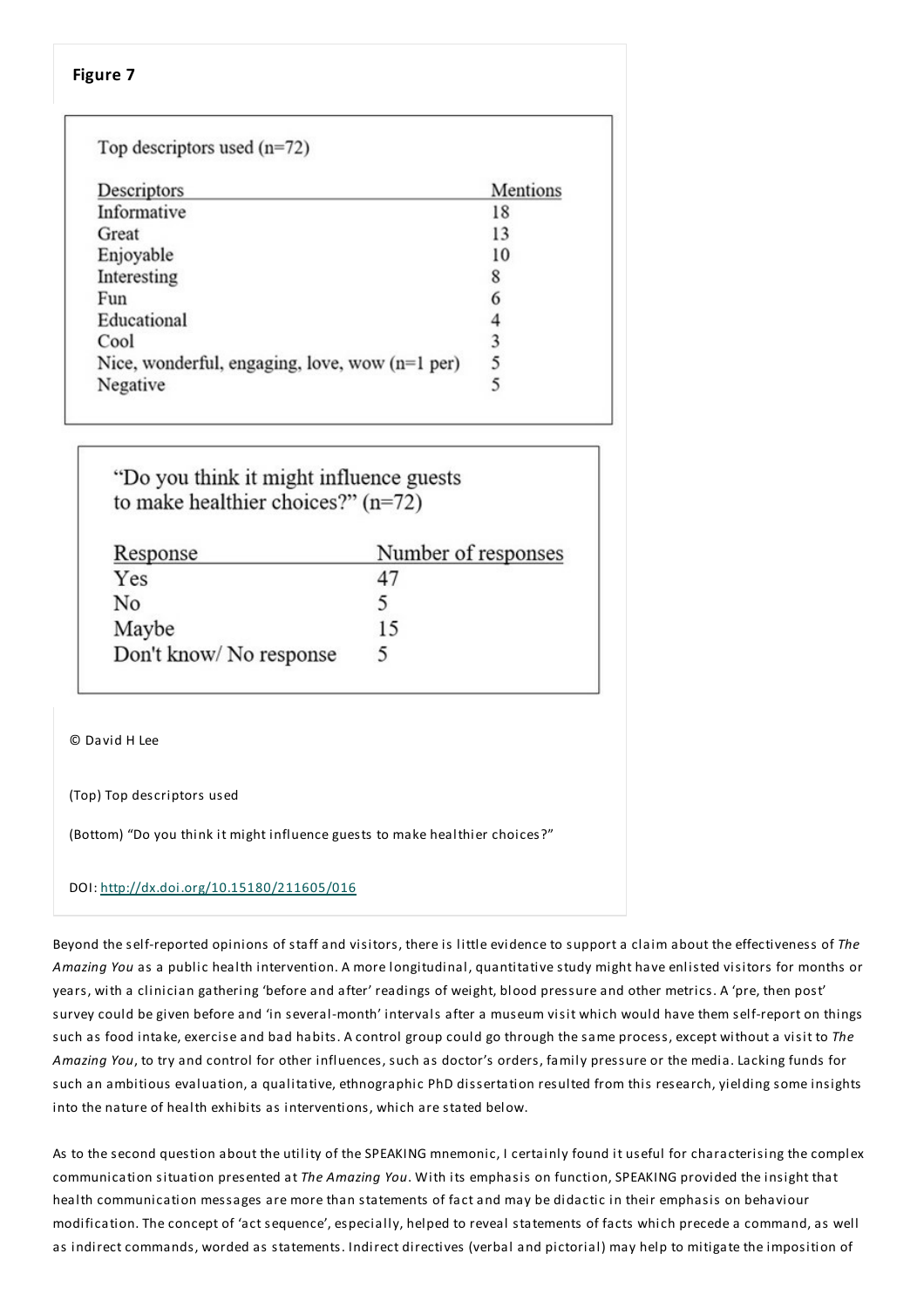**Figure 7**

Top descriptors used (n=72)

| Descriptors | Mentions |
| --- | --- |
| Informative | 18 |
| Great | 13 |
| Enjoyable | 10 |
| Interesting | 8 |
| Fun | 6 |
| Educational | 4 |
| Cool | 3 |
| Nice, wonderful, engaging, love, wow (n=1 per) | 5 |
| Negative | 5 |

"Do you think it might influence guests to make healthier choices?" (n=72)

| Response | Number of responses |
| --- | --- |
| Yes | 47 |
| No | 5 |
| Maybe | 15 |
| Don't know/ No response | 5 |

© David H Lee

(Top) Top descriptors used

(Bottom) "Do you think it might influence guests to make healthier choices?"

DOI: http://dx.doi.org/10.15180/211605/016

Beyond the self-reported opinions of staff and visitors, there is little evidence to support a claim about the effectiveness of *The Amazing You* as a public health intervention. A more longitudinal, quantitative study might have enlisted visitors for months or years, with a clinician gathering 'before and after' readings of weight, blood pressure and other metrics. A 'pre, then post' survey could be given before and 'in several-month' intervals after a museum visit which would have them self-report on things such as food intake, exercise and bad habits. A control group could go through the same process, except without a visit to *The Amazing You*, to try and control for other influences, such as doctor's orders, family pressure or the media. Lacking funds for such an ambitious evaluation, a qualitative, ethnographic PhD dissertation resulted from this research, yielding some insights into the nature of health exhibits as interventions, which are stated below.

As to the second question about the utility of the SPEAKING mnemonic, I certainly found it useful for characterising the complex communication situation presented at *The Amazing You*. With its emphasis on function, SPEAKING provided the insight that health communication messages are more than statements of fact and may be didactic in their emphasis on behaviour modification. The concept of 'act sequence', especially, helped to reveal statements of facts which precede a command, as well as indirect commands, worded as statements. Indirect directives (verbal and pictorial) may help to mitigate the imposition of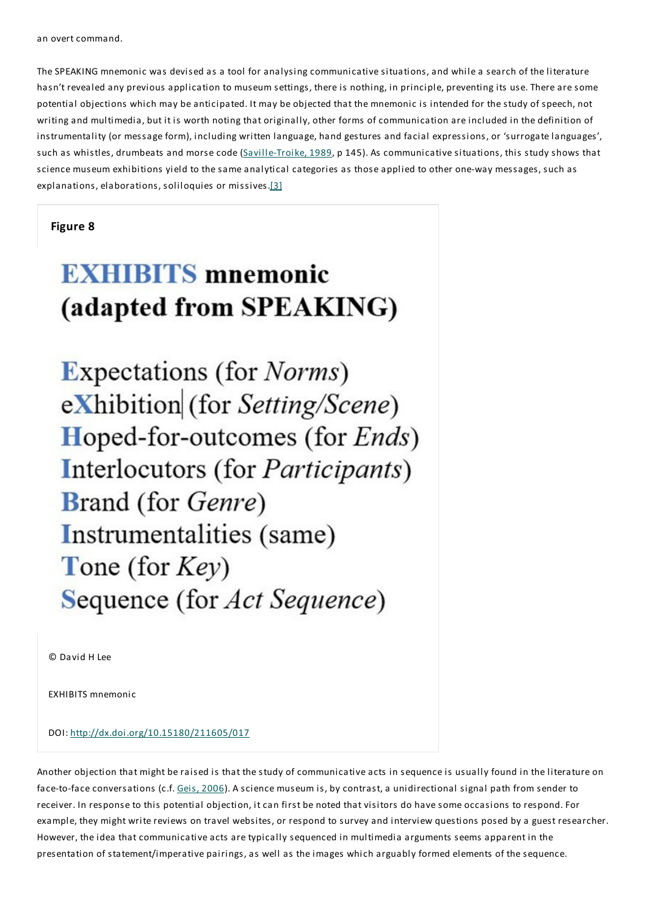an overt command.

The SPEAKING mnemonic was devised as a tool for analysing communicative situations, and while a search of the literature hasn't revealed any previous application to museum settings, there is nothing, in principle, preventing its use. There are some potential objections which may be anticipated. It may be objected that the mnemonic is intended for the study of speech, not writing and multimedia, but it is worth noting that originally, other forms of communication are included in the definition of instrumentality (or message form), including written language, hand gestures and facial expressions, or 'surrogate languages', such as whistles, drumbeats and morse code (Saville-Troike, 1989, p 145). As communicative situations, this study shows that science museum exhibitions yield to the same analytical categories as those applied to other one-way messages, such as explanations, elaborations, soliloquies or missives.[3]

**Figure 8**

**EXHIBITS mnemonic (adapted from SPEAKING)**

**E**xpectations (for *Norms*)
e**X**hibition (for *Setting/Scene*)
**H**oped-for-outcomes (for *Ends*)
**I**nterlocutors (for *Participants*)
**B**rand (for *Genre*)
**I**nstrumentalities (same)
**T**one (for *Key*)
**S**equence (for *Act Sequence*)

© David H Lee

EXHIBITS mnemonic

DOI: http://dx.doi.org/10.15180/211605/017

Another objection that might be raised is that the study of communicative acts in sequence is usually found in the literature on face-to-face conversations (c.f. Geis, 2006). A science museum is, by contrast, a unidirectional signal path from sender to receiver. In response to this potential objection, it can first be noted that visitors do have some occasions to respond. For example, they might write reviews on travel websites, or respond to survey and interview questions posed by a guest researcher. However, the idea that communicative acts are typically sequenced in multimedia arguments seems apparent in the presentation of statement/imperative pairings, as well as the images which arguably formed elements of the sequence.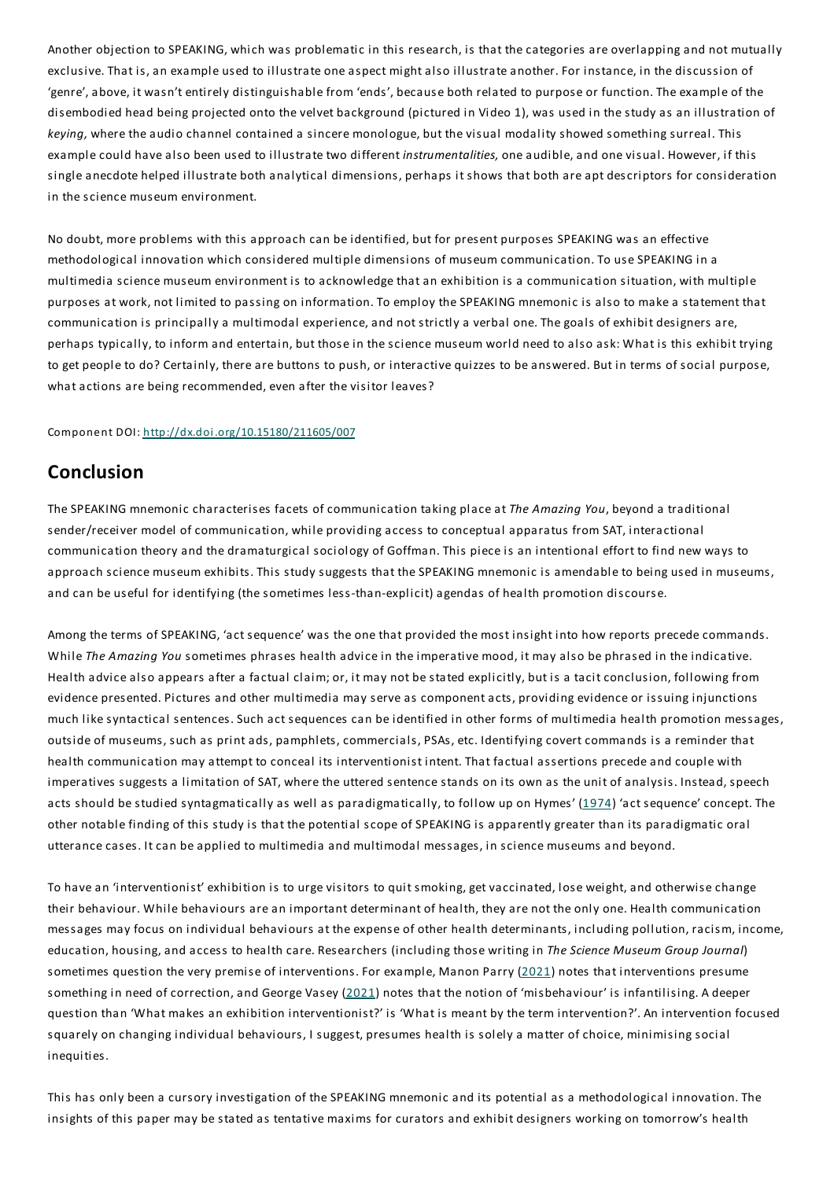Another objection to SPEAKING, which was problematic in this research, is that the categories are overlapping and not mutually exclusive. That is, an example used to illustrate one aspect might also illustrate another. For instance, in the discussion of 'genre', above, it wasn't entirely distinguishable from 'ends', because both related to purpose or function. The example of the disembodied head being projected onto the velvet background (pictured in Video 1), was used in the study as an illustration of *keying,* where the audio channel contained a sincere monologue, but the visual modality showed something surreal. This example could have also been used to illustrate two different *instrumentalities,* one audible, and one visual. However, if this single anecdote helped illustrate both analytical dimensions, perhaps it shows that both are apt descriptors for consideration in the science museum environment.

No doubt, more problems with this approach can be identified, but for present purposes SPEAKING was an effective methodological innovation which considered multiple dimensions of museum communication. To use SPEAKING in a multimedia science museum environment is to acknowledge that an exhibition is a communication situation, with multiple purposes at work, not limited to passing on information. To employ the SPEAKING mnemonic is also to make a statement that communication is principally a multimodal experience, and not strictly a verbal one. The goals of exhibit designers are, perhaps typically, to inform and entertain, but those in the science museum world need to also ask: What is this exhibit trying to get people to do? Certainly, there are buttons to push, or interactive quizzes to be answered. But in terms of social purpose, what actions are being recommended, even after the visitor leaves?

Component DOI: http://dx.doi.org/10.15180/211605/007

## Conclusion

The SPEAKING mnemonic characterises facets of communication taking place at *The Amazing You*, beyond a traditional sender/receiver model of communication, while providing access to conceptual apparatus from SAT, interactional communication theory and the dramaturgical sociology of Goffman. This piece is an intentional effort to find new ways to approach science museum exhibits. This study suggests that the SPEAKING mnemonic is amendable to being used in museums, and can be useful for identifying (the sometimes less-than-explicit) agendas of health promotion discourse.

Among the terms of SPEAKING, 'act sequence' was the one that provided the most insight into how reports precede commands. While *The Amazing You* sometimes phrases health advice in the imperative mood, it may also be phrased in the indicative. Health advice also appears after a factual claim; or, it may not be stated explicitly, but is a tacit conclusion, following from evidence presented. Pictures and other multimedia may serve as component acts, providing evidence or issuing injunctions much like syntactical sentences. Such act sequences can be identified in other forms of multimedia health promotion messages, outside of museums, such as print ads, pamphlets, commercials, PSAs, etc. Identifying covert commands is a reminder that health communication may attempt to conceal its interventionist intent. That factual assertions precede and couple with imperatives suggests a limitation of SAT, where the uttered sentence stands on its own as the unit of analysis. Instead, speech acts should be studied syntagmatically as well as paradigmatically, to follow up on Hymes' (1974) 'act sequence' concept. The other notable finding of this study is that the potential scope of SPEAKING is apparently greater than its paradigmatic oral utterance cases. It can be applied to multimedia and multimodal messages, in science museums and beyond.

To have an 'interventionist' exhibition is to urge visitors to quit smoking, get vaccinated, lose weight, and otherwise change their behaviour. While behaviours are an important determinant of health, they are not the only one. Health communication messages may focus on individual behaviours at the expense of other health determinants, including pollution, racism, income, education, housing, and access to health care. Researchers (including those writing in *The Science Museum Group Journal*) sometimes question the very premise of interventions. For example, Manon Parry (2021) notes that interventions presume something in need of correction, and George Vasey (2021) notes that the notion of 'misbehaviour' is infantilising. A deeper question than 'What makes an exhibition interventionist?' is 'What is meant by the term intervention?'. An intervention focused squarely on changing individual behaviours, I suggest, presumes health is solely a matter of choice, minimising social inequities.

This has only been a cursory investigation of the SPEAKING mnemonic and its potential as a methodological innovation. The insights of this paper may be stated as tentative maxims for curators and exhibit designers working on tomorrow's health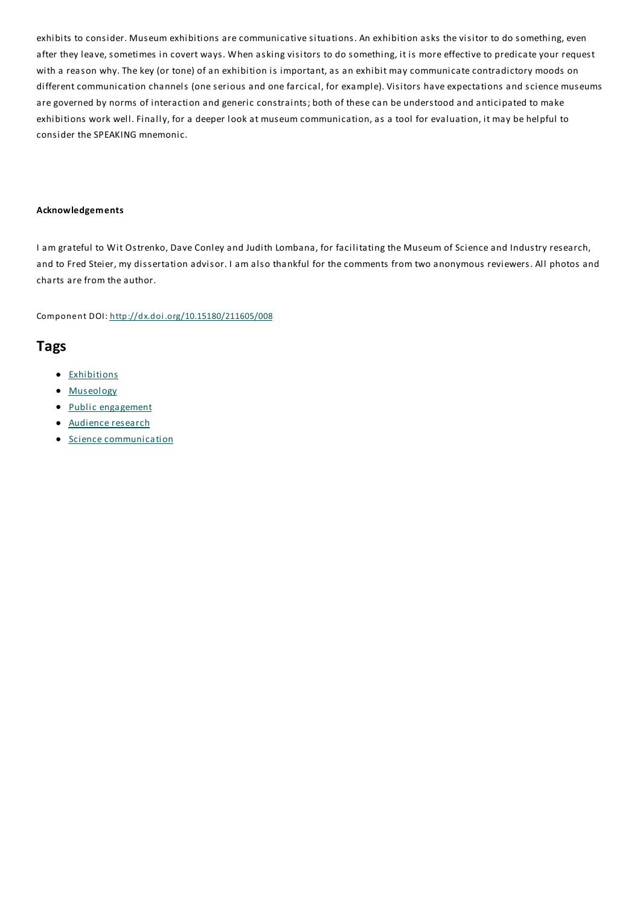exhibits to consider. Museum exhibitions are communicative situations. An exhibition asks the visitor to do something, even after they leave, sometimes in covert ways. When asking visitors to do something, it is more effective to predicate your request with a reason why. The key (or tone) of an exhibition is important, as an exhibit may communicate contradictory moods on different communication channels (one serious and one farcical, for example). Visitors have expectations and science museums are governed by norms of interaction and generic constraints; both of these can be understood and anticipated to make exhibitions work well. Finally, for a deeper look at museum communication, as a tool for evaluation, it may be helpful to consider the SPEAKING mnemonic.

**Acknowledgements**

I am grateful to Wit Ostrenko, Dave Conley and Judith Lombana, for facilitating the Museum of Science and Industry research, and to Fred Steier, my dissertation advisor. I am also thankful for the comments from two anonymous reviewers. All photos and charts are from the author.

Component DOI: http://dx.doi.org/10.15180/211605/008

## Tags

- Exhibitions
- Museology
- Public engagement
- Audience research
- Science communication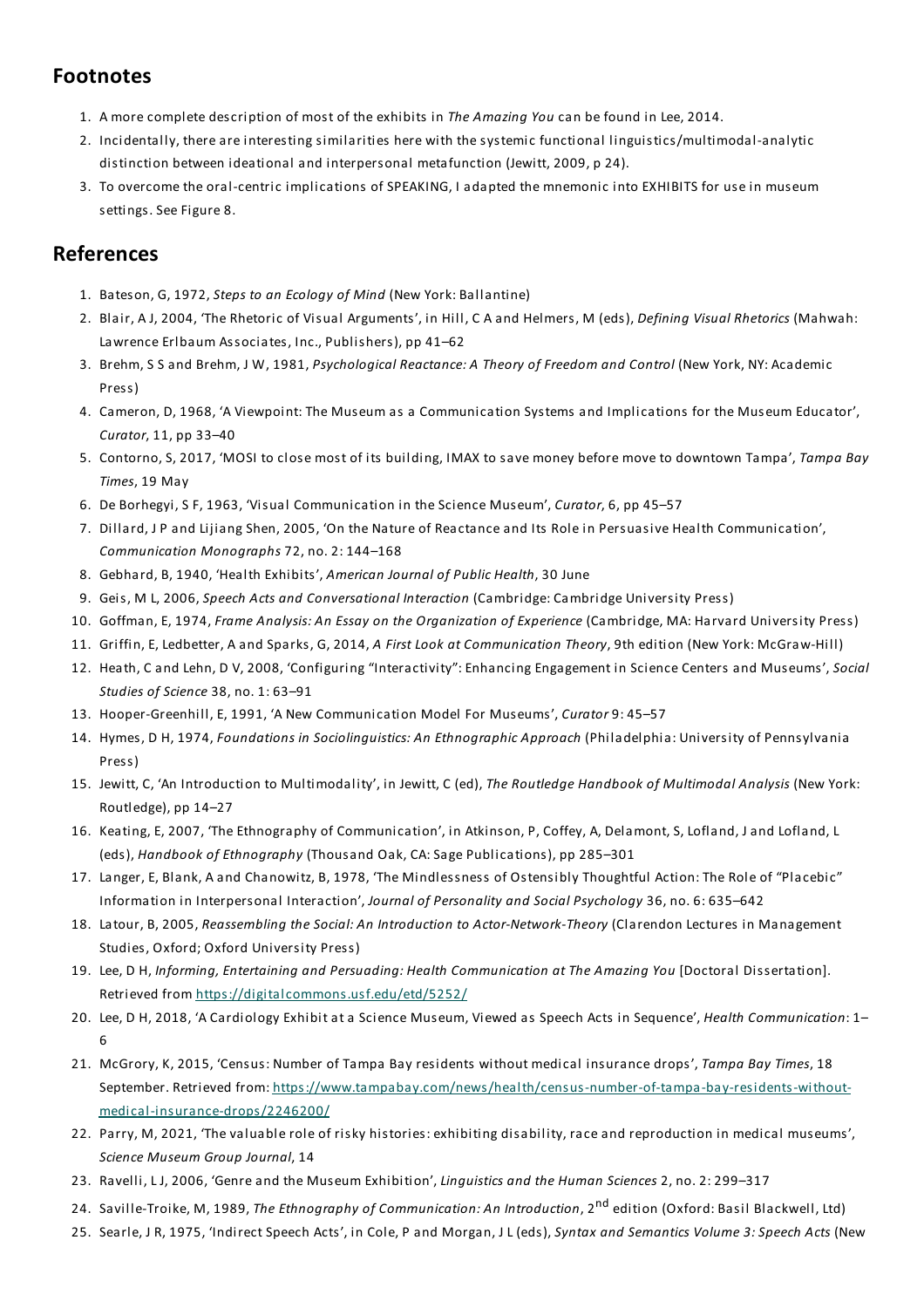## Footnotes

1. A more complete description of most of the exhibits in *The Amazing You* can be found in Lee, 2014.
2. Incidentally, there are interesting similarities here with the systemic functional linguistics/multimodal-analytic distinction between ideational and interpersonal metafunction (Jewitt, 2009, p 24).
3. To overcome the oral-centric implications of SPEAKING, I adapted the mnemonic into EXHIBITS for use in museum settings. See Figure 8.

## References

1. Bateson, G, 1972, *Steps to an Ecology of Mind* (New York: Ballantine)
2. Blair, A J, 2004, 'The Rhetoric of Visual Arguments', in Hill, C A and Helmers, M (eds), *Defining Visual Rhetorics* (Mahwah: Lawrence Erlbaum Associates, Inc., Publishers), pp 41–62
3. Brehm, S S and Brehm, J W, 1981, *Psychological Reactance: A Theory of Freedom and Control* (New York, NY: Academic Press)
4. Cameron, D, 1968, 'A Viewpoint: The Museum as a Communication Systems and Implications for the Museum Educator', *Curator*, 11, pp 33–40
5. Contorno, S, 2017, 'MOSI to close most of its building, IMAX to save money before move to downtown Tampa', *Tampa Bay Times*, 19 May
6. De Borhegyi, S F, 1963, 'Visual Communication in the Science Museum', *Curator*, 6, pp 45–57
7. Dillard, J P and Lijiang Shen, 2005, 'On the Nature of Reactance and Its Role in Persuasive Health Communication', *Communication Monographs* 72, no. 2: 144–168
8. Gebhard, B, 1940, 'Health Exhibits', *American Journal of Public Health*, 30 June
9. Geis, M L, 2006, *Speech Acts and Conversational Interaction* (Cambridge: Cambridge University Press)
10. Goffman, E, 1974, *Frame Analysis: An Essay on the Organization of Experience* (Cambridge, MA: Harvard University Press)
11. Griffin, E, Ledbetter, A and Sparks, G, 2014, *A First Look at Communication Theory*, 9th edition (New York: McGraw-Hill)
12. Heath, C and Lehn, D V, 2008, 'Configuring "Interactivity": Enhancing Engagement in Science Centers and Museums', *Social Studies of Science* 38, no. 1: 63–91
13. Hooper-Greenhill, E, 1991, 'A New Communication Model For Museums', *Curator* 9: 45–57
14. Hymes, D H, 1974, *Foundations in Sociolinguistics: An Ethnographic Approach* (Philadelphia: University of Pennsylvania Press)
15. Jewitt, C, 'An Introduction to Multimodality', in Jewitt, C (ed), *The Routledge Handbook of Multimodal Analysis* (New York: Routledge), pp 14–27
16. Keating, E, 2007, 'The Ethnography of Communication', in Atkinson, P, Coffey, A, Delamont, S, Lofland, J and Lofland, L (eds), *Handbook of Ethnography* (Thousand Oak, CA: Sage Publications), pp 285–301
17. Langer, E, Blank, A and Chanowitz, B, 1978, 'The Mindlessness of Ostensibly Thoughtful Action: The Role of "Placebic" Information in Interpersonal Interaction', *Journal of Personality and Social Psychology* 36, no. 6: 635–642
18. Latour, B, 2005, *Reassembling the Social: An Introduction to Actor-Network-Theory* (Clarendon Lectures in Management Studies, Oxford; Oxford University Press)
19. Lee, D H, *Informing, Entertaining and Persuading: Health Communication at The Amazing You* [Doctoral Dissertation]. Retrieved from https://digitalcommons.usf.edu/etd/5252/
20. Lee, D H, 2018, 'A Cardiology Exhibit at a Science Museum, Viewed as Speech Acts in Sequence', *Health Communication*: 1–6
21. McGrory, K, 2015, 'Census: Number of Tampa Bay residents without medical insurance drops', *Tampa Bay Times*, 18 September. Retrieved from: https://www.tampabay.com/news/health/census-number-of-tampa-bay-residents-without-medical-insurance-drops/2246200/
22. Parry, M, 2021, 'The valuable role of risky histories: exhibiting disability, race and reproduction in medical museums', *Science Museum Group Journal*, 14
23. Ravelli, L J, 2006, 'Genre and the Museum Exhibition', *Linguistics and the Human Sciences* 2, no. 2: 299–317
24. Saville-Troike, M, 1989, *The Ethnography of Communication: An Introduction*, 2nd edition (Oxford: Basil Blackwell, Ltd)
25. Searle, J R, 1975, 'Indirect Speech Acts', in Cole, P and Morgan, J L (eds), *Syntax and Semantics Volume 3: Speech Acts* (New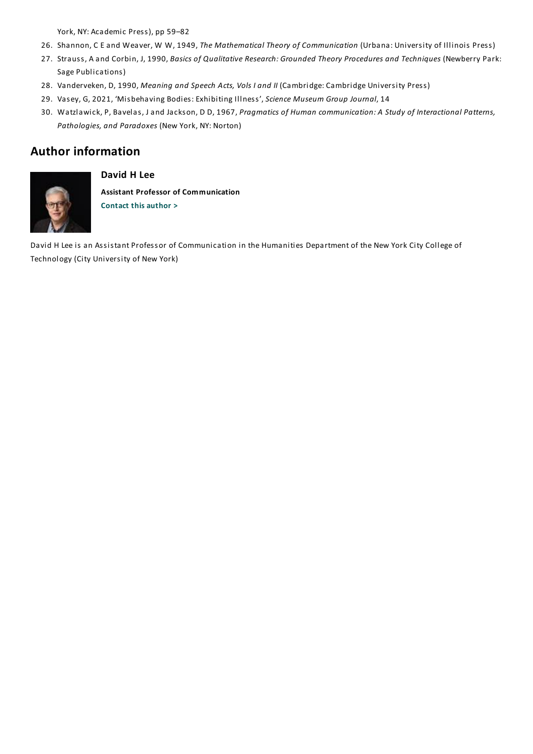York, NY: Academic Press), pp 59–82

26. Shannon, C E and Weaver, W W, 1949, *The Mathematical Theory of Communication* (Urbana: University of Illinois Press)
27. Strauss, A and Corbin, J, 1990, *Basics of Qualitative Research: Grounded Theory Procedures and Techniques* (Newberry Park: Sage Publications)
28. Vanderveken, D, 1990, *Meaning and Speech Acts, Vols I and II* (Cambridge: Cambridge University Press)
29. Vasey, G, 2021, 'Misbehaving Bodies: Exhibiting Illness', *Science Museum Group Journal*, 14
30. Watzlawick, P, Bavelas, J and Jackson, D D, 1967, *Pragmatics of Human communication: A Study of Interactional Patterns, Pathologies, and Paradoxes* (New York, NY: Norton)

## Author information

**David H Lee**

**Assistant Professor of Communication**

**Contact this author >**

David H Lee is an Assistant Professor of Communication in the Humanities Department of the New York City College of Technology (City University of New York)